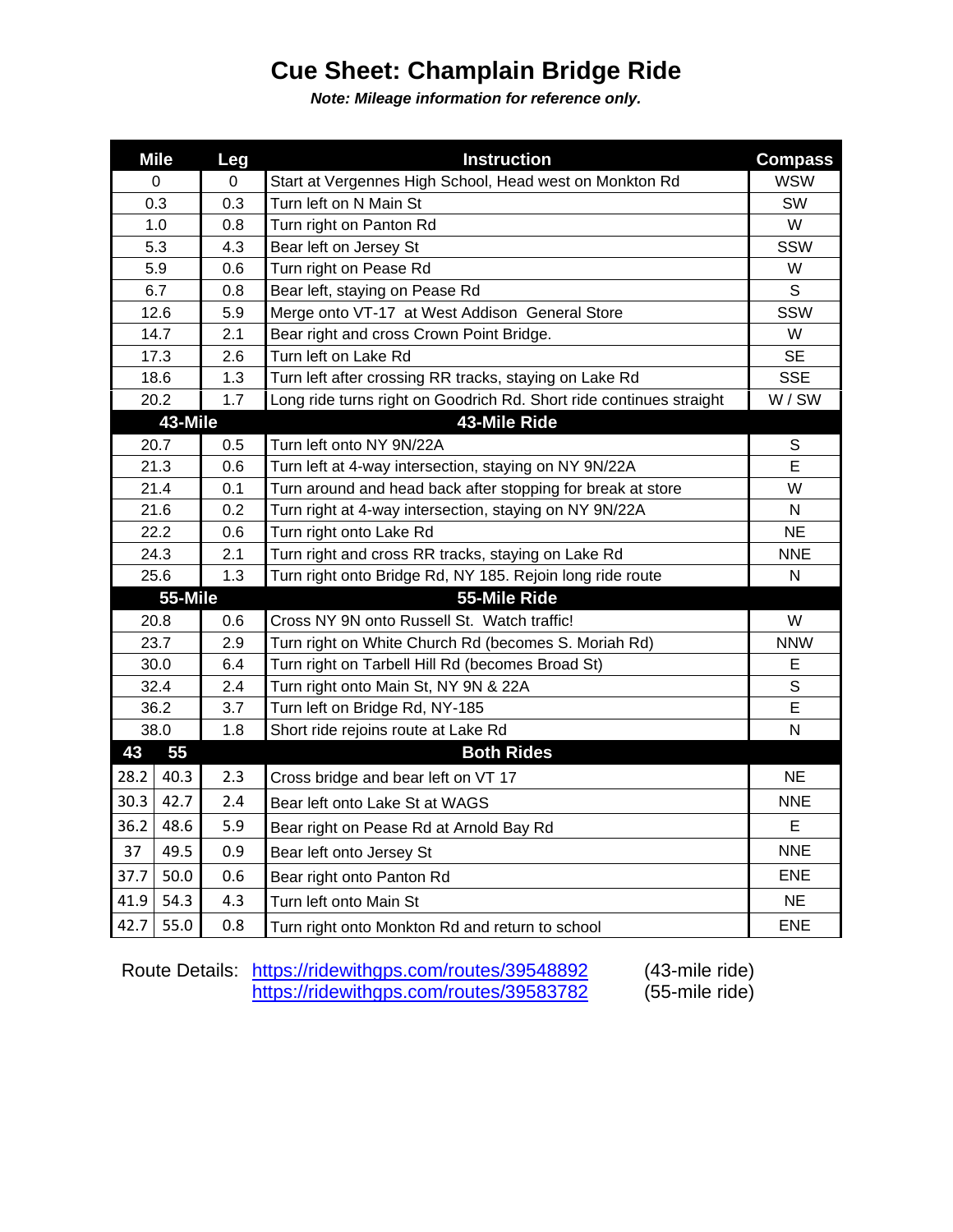# Cue Sheet: Champlain Bridge Ride

***Note: Mileage information for reference only.***

| Mile | | Leg | Instruction | Compass |
|---|---|---|---|---|
| 0 | | 0 | Start at Vergennes High School, Head west on Monkton Rd | WSW |
| 0.3 | | 0.3 | Turn left on N Main St | SW |
| 1.0 | | 0.8 | Turn right on Panton Rd | W |
| 5.3 | | 4.3 | Bear left on Jersey St | SSW |
| 5.9 | | 0.6 | Turn right on Pease Rd | W |
| 6.7 | | 0.8 | Bear left, staying on Pease Rd | S |
| 12.6 | | 5.9 | Merge onto VT-17 at West Addison General Store | SSW |
| 14.7 | | 2.1 | Bear right and cross Crown Point Bridge. | W |
| 17.3 | | 2.6 | Turn left on Lake Rd | SE |
| 18.6 | | 1.3 | Turn left after crossing RR tracks, staying on Lake Rd | SSE |
| 20.2 | | 1.7 | Long ride turns right on Goodrich Rd. Short ride continues straight | W / SW |
| **43-Mile** | | | **43-Mile Ride** | |
| 20.7 | | 0.5 | Turn left onto NY 9N/22A | S |
| 21.3 | | 0.6 | Turn left at 4-way intersection, staying on NY 9N/22A | E |
| 21.4 | | 0.1 | Turn around and head back after stopping for break at store | W |
| 21.6 | | 0.2 | Turn right at 4-way intersection, staying on NY 9N/22A | N |
| 22.2 | | 0.6 | Turn right onto Lake Rd | NE |
| 24.3 | | 2.1 | Turn right and cross RR tracks, staying on Lake Rd | NNE |
| 25.6 | | 1.3 | Turn right onto Bridge Rd, NY 185. Rejoin long ride route | N |
| **55-Mile** | | | **55-Mile Ride** | |
| 20.8 | | 0.6 | Cross NY 9N onto Russell St. Watch traffic! | W |
| 23.7 | | 2.9 | Turn right on White Church Rd (becomes S. Moriah Rd) | NNW |
| 30.0 | | 6.4 | Turn right on Tarbell Hill Rd (becomes Broad St) | E |
| 32.4 | | 2.4 | Turn right onto Main St, NY 9N & 22A | S |
| 36.2 | | 3.7 | Turn left on Bridge Rd, NY-185 | E |
| 38.0 | | 1.8 | Short ride rejoins route at Lake Rd | N |
| **43** | **55** | | **Both Rides** | |
| 28.2 | 40.3 | 2.3 | Cross bridge and bear left on VT 17 | NE |
| 30.3 | 42.7 | 2.4 | Bear left onto Lake St at WAGS | NNE |
| 36.2 | 48.6 | 5.9 | Bear right on Pease Rd at Arnold Bay Rd | E |
| 37 | 49.5 | 0.9 | Bear left onto Jersey St | NNE |
| 37.7 | 50.0 | 0.6 | Bear right onto Panton Rd | ENE |
| 41.9 | 54.3 | 4.3 | Turn left onto Main St | NE |
| 42.7 | 55.0 | 0.8 | Turn right onto Monkton Rd and return to school | ENE |

Route Details: https://ridewithgps.com/routes/39548892 (43-mile ride)
https://ridewithgps.com/routes/39583782 (55-mile ride)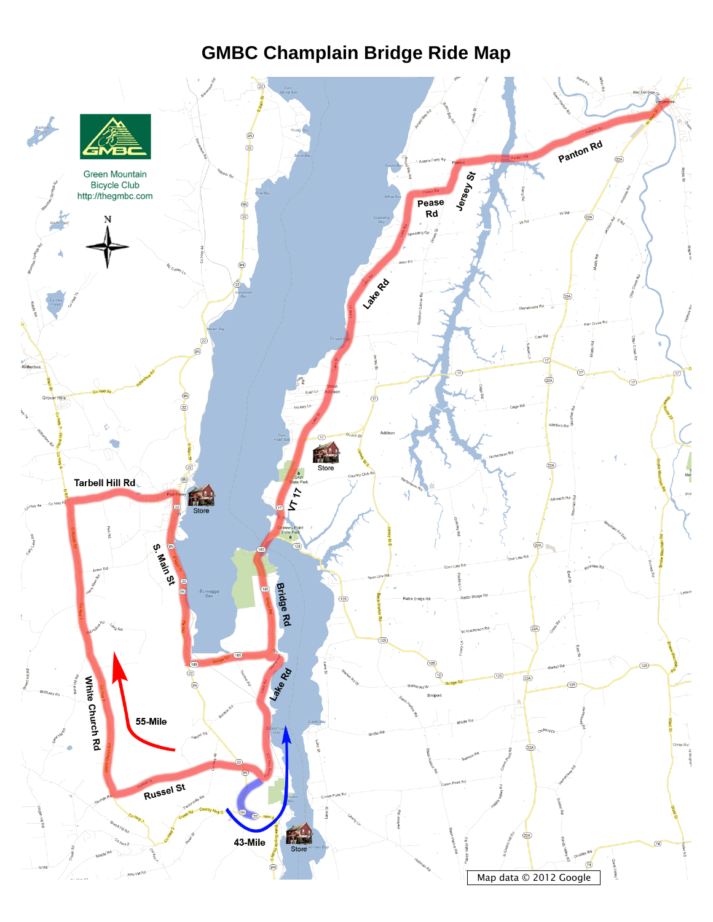# GMBC Champlain Bridge Ride Map

Green Mountain Bicycle Club
http://thegmbc.com

N

Panton Rd

Jersey St

Pease Rd

Lake Rd

Store

VT 17

Tarbell Hill Rd

Store

S. Main St

Bridge Rd

Lake Rd

White Church Rd

55-Mile

Russel St

43-Mile

Store

Map data © 2012 Google